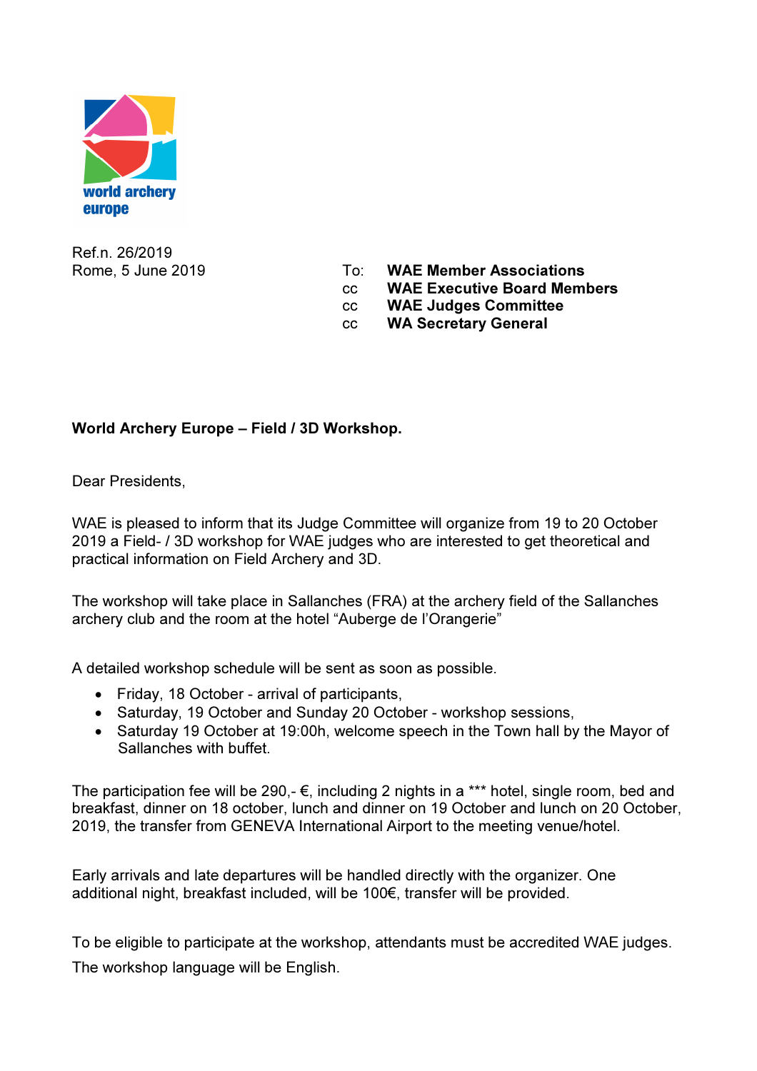world archery europe

Ref.n. 26/2019
Rome, 5 June 2019

To: **WAE Member Associations**
cc **WAE Executive Board Members**
cc **WAE Judges Committee**
cc **WA Secretary General**

**World Archery Europe – Field / 3D Workshop.**

Dear Presidents,

WAE is pleased to inform that its Judge Committee will organize from 19 to 20 October 2019 a Field- / 3D workshop for WAE judges who are interested to get theoretical and practical information on Field Archery and 3D.

The workshop will take place in Sallanches (FRA) at the archery field of the Sallanches archery club and the room at the hotel "Auberge de l'Orangerie"

A detailed workshop schedule will be sent as soon as possible.

- Friday, 18 October - arrival of participants,
- Saturday, 19 October and Sunday 20 October - workshop sessions,
- Saturday 19 October at 19:00h, welcome speech in the Town hall by the Mayor of Sallanches with buffet.

The participation fee will be 290,- €, including 2 nights in a *** hotel, single room, bed and breakfast, dinner on 18 october, lunch and dinner on 19 October and lunch on 20 October, 2019, the transfer from GENEVA International Airport to the meeting venue/hotel.

Early arrivals and late departures will be handled directly with the organizer. One additional night, breakfast included, will be 100€, transfer will be provided.

To be eligible to participate at the workshop, attendants must be accredited WAE judges.

The workshop language will be English.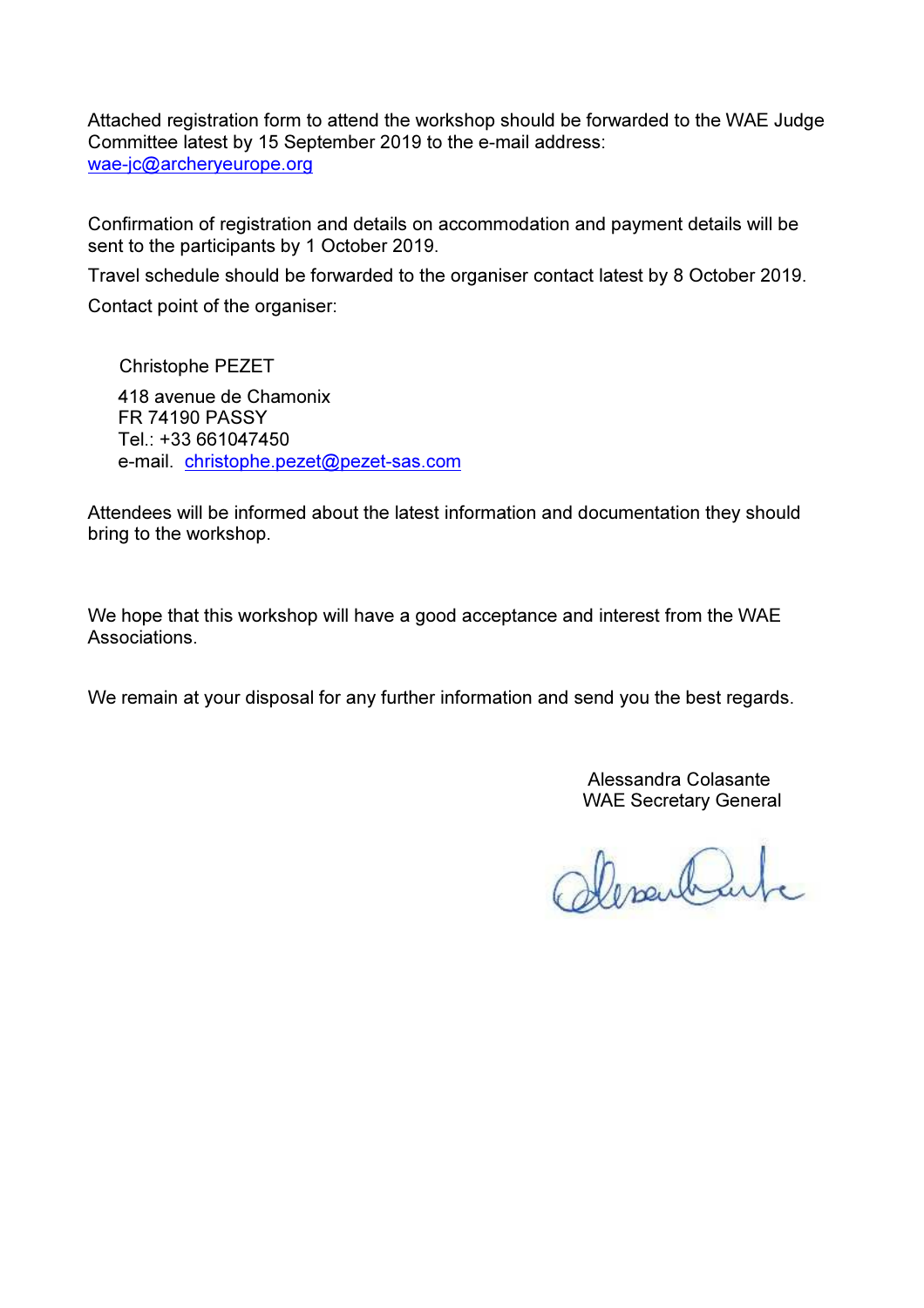Attached registration form to attend the workshop should be forwarded to the WAE Judge Committee latest by 15 September 2019 to the e-mail address:
wae-jc@archeryeurope.org

Confirmation of registration and details on accommodation and payment details will be sent to the participants by 1 October 2019.

Travel schedule should be forwarded to the organiser contact latest by 8 October 2019.

Contact point of the organiser:

Christophe PEZET

418 avenue de Chamonix
FR 74190 PASSY
Tel.: +33 661047450
e-mail. christophe.pezet@pezet-sas.com

Attendees will be informed about the latest information and documentation they should bring to the workshop.

We hope that this workshop will have a good acceptance and interest from the WAE Associations.

We remain at your disposal for any further information and send you the best regards.

Alessandra Colasante
WAE Secretary General